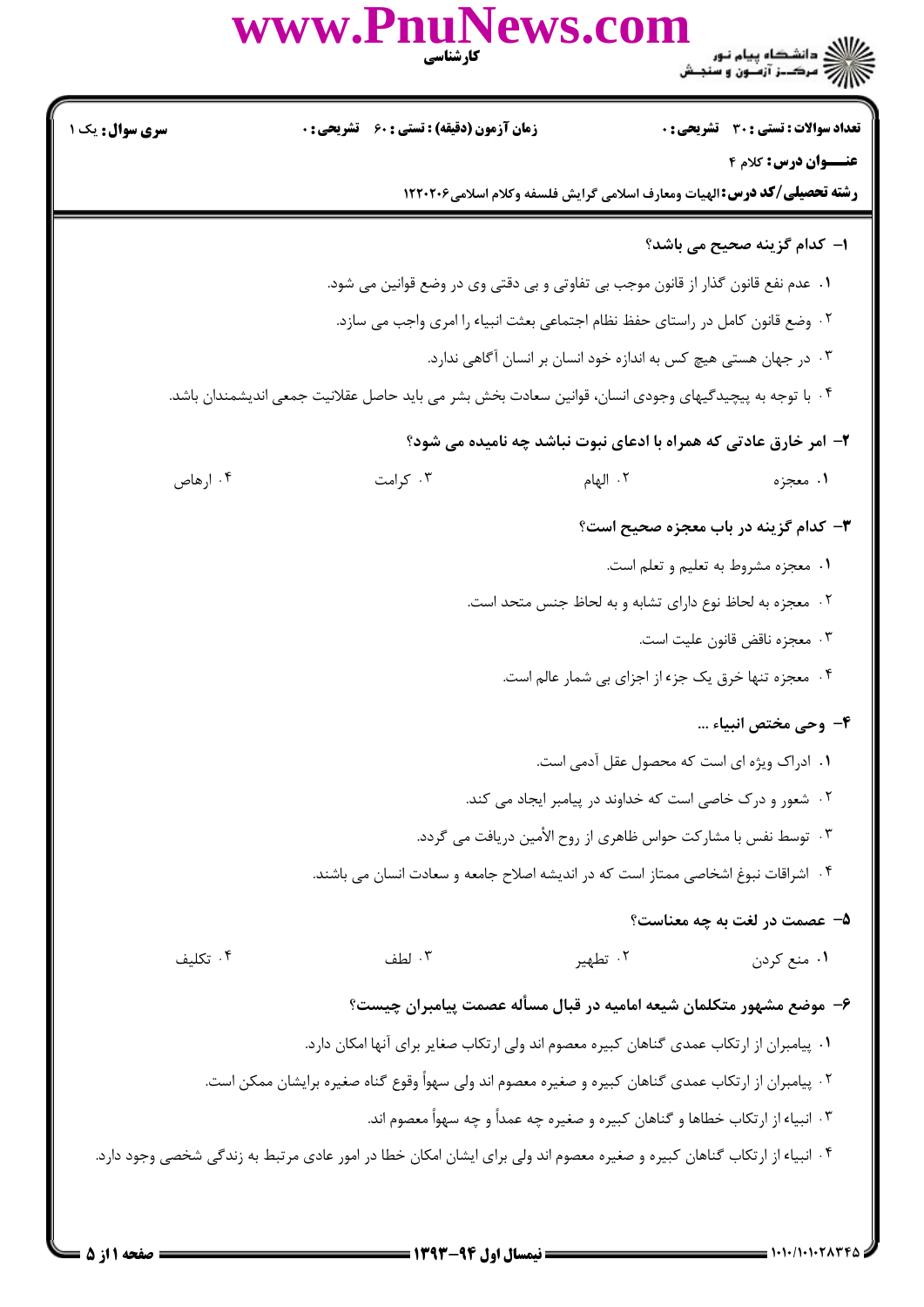**تعداد سوالات : تستی : ۳۰ تشریحی : ۰** | **زمان آزمون (دقیقه) : تستی : ۶۰ تشریحی : ۰** | **سری سوال : یک ۱**

**عنـــوان درس :** کلام ۴

**رشته تحصیلی/کد درس :** الهیات ومعارف اسلامی گرایش فلسفه وکلام اسلامی۱۲۲۰۲۰۶

**۱- کدام گزینه صحیح می باشد؟**

۱. عدم نفع قانون گذار از قانون موجب بی تفاوتی و بی دقتی وی در وضع قوانین می شود.

۲. وضع قانون کامل در راستای حفظ نظام اجتماعی بعثت انبیاء را امری واجب می سازد.

۳. در جهان هستی هیچ کس به اندازه خود انسان بر انسان آگاهی ندارد.

۴. با توجه به پیچیدگیهای وجودی انسان، قوانین سعادت بخش بشر می باید حاصل عقلانیت جمعی اندیشمندان باشد.

**۲- امر خارق عادتی که همراه با ادعای نبوت نباشد چه نامیده می شود؟**

۱. معجزه ۲. الهام ۳. کرامت ۴. ارهاص

**۳- کدام گزینه در باب معجزه صحیح است؟**

۱. معجزه مشروط به تعلیم و تعلم است.

۲. معجزه به لحاظ نوع دارای تشابه و به لحاظ جنس متحد است.

۳. معجزه ناقض قانون علیت است.

۴. معجزه تنها خرق یک جزء از اجزای بی شمار عالم است.

**۴- وحی مختص انبیاء ...**

۱. ادراک ویژه ای است که محصول عقل آدمی است.

۲. شعور و درک خاصی است که خداوند در پیامبر ایجاد می کند.

۳. توسط نفس با مشارکت حواس ظاهری از روح الأمین دریافت می گردد.

۴. اشراقات نبوغ اشخاصی ممتاز است که در اندیشه اصلاح جامعه و سعادت انسان می باشند.

**۵- عصمت در لغت به چه معناست؟**

۱. منع کردن ۲. تطهیر ۳. لطف ۴. تکلیف

**۶- موضع مشهور متکلمان شیعه امامیه در قبال مسأله عصمت پیامبران چیست؟**

۱. پیامبران از ارتکاب عمدی گناهان کبیره معصوم اند ولی ارتکاب صغایر برای آنها امکان دارد.

۲. پیامبران از ارتکاب عمدی گناهان کبیره و صغیره معصوم اند ولی سهواً وقوع گناه صغیره برایشان ممکن است.

۳. انبیاء از ارتکاب خطاها و گناهان کبیره و صغیره چه عمداً و چه سهواً معصوم اند.

۴. انبیاء از ارتکاب گناهان کبیره و صغیره معصوم اند ولی برای ایشان امکان خطا در امور عادی مرتبط به زندگی شخصی وجود دارد.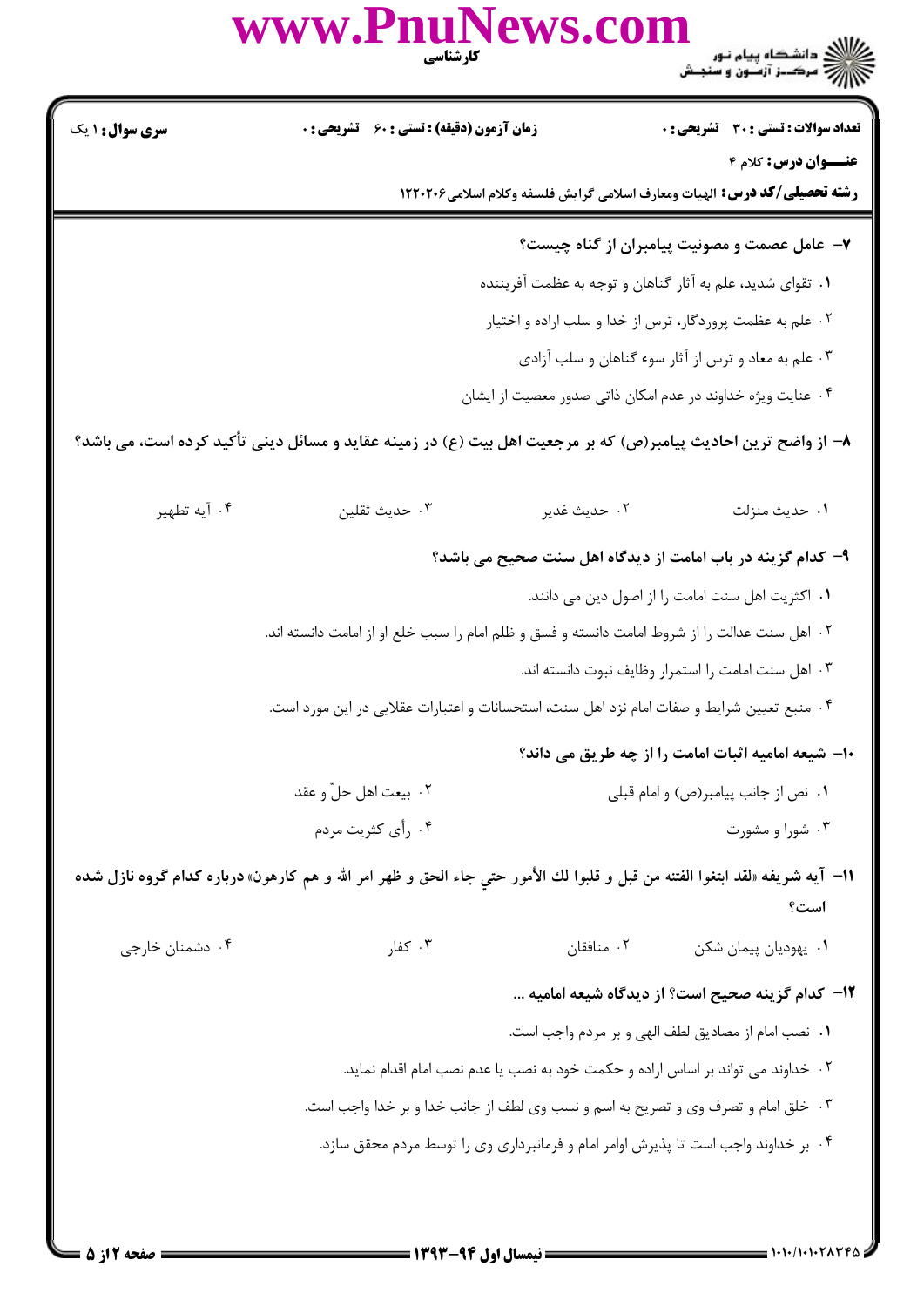۷- عامل عصمت و مصونیت پیامبران از گناه چیست؟

۱. تقوای شدید، علم به آثار گناهان و توجه به عظمت آفریننده

۲. علم به عظمت پروردگار، ترس از خدا و سلب اراده و اختیار

۳. علم به معاد و ترس از آثار سوء گناهان و سلب آزادی

۴. عنایت ویژه خداوند در عدم امکان ذاتی صدور معصیت از ایشان

۸- از واضح ترین احادیث پیامبر(ص) که بر مرجعیت اهل بیت (ع) در زمینه عقاید و مسائل دینی تأکید کرده است، می باشد؟

۱. حدیث منزلت

۲. حدیث غدیر

۳. حدیث ثقلین

۴. آیه تطهیر

۹- کدام گزینه در باب امامت از دیدگاه اهل سنت صحیح می باشد؟

۱. اکثریت اهل سنت امامت را از اصول دین می دانند.

۲. اهل سنت عدالت را از شروط امامت دانسته و فسق و ظلم امام را سبب خلع او از امامت دانسته اند.

۳. اهل سنت امامت را استمرار وظایف نبوت دانسته اند.

۴. منبع تعیین شرایط و صفات امام نزد اهل سنت، استحسانات و اعتبارات عقلایی در این مورد است.

۱۰- شیعه امامیه اثبات امامت را از چه طریق می داند؟

۱. نص از جانب پیامبر(ص) و امام قبلی

۲. بیعت اهل حلّ و عقد

۳. شورا و مشورت

۴. رأی کثریت مردم

۱۱- آیه شریفه «لقد ابتغوا الفتنه من قبل و قلبوا لك الأمور حتي جاء الحق و ظهر امر الله و هم كارهون» درباره کدام گروه نازل شده است؟

۱. یهودیان پیمان شکن

۲. منافقان

۳. کفار

۴. دشمنان خارجی

۱۲- کدام گزینه صحیح است؟ از دیدگاه شیعه امامیه ...

۱. نصب امام از مصادیق لطف الهی و بر مردم واجب است.

۲. خداوند می تواند بر اساس اراده و حکمت خود به نصب یا عدم نصب امام اقدام نماید.

۳. خلق امام و تصرف وی و تصریح به اسم و نسب وی لطف از جانب خدا و بر خدا واجب است.

۴. بر خداوند واجب است تا پذیرش اوامر امام و فرمانبرداری وی را توسط مردم محقق سازد.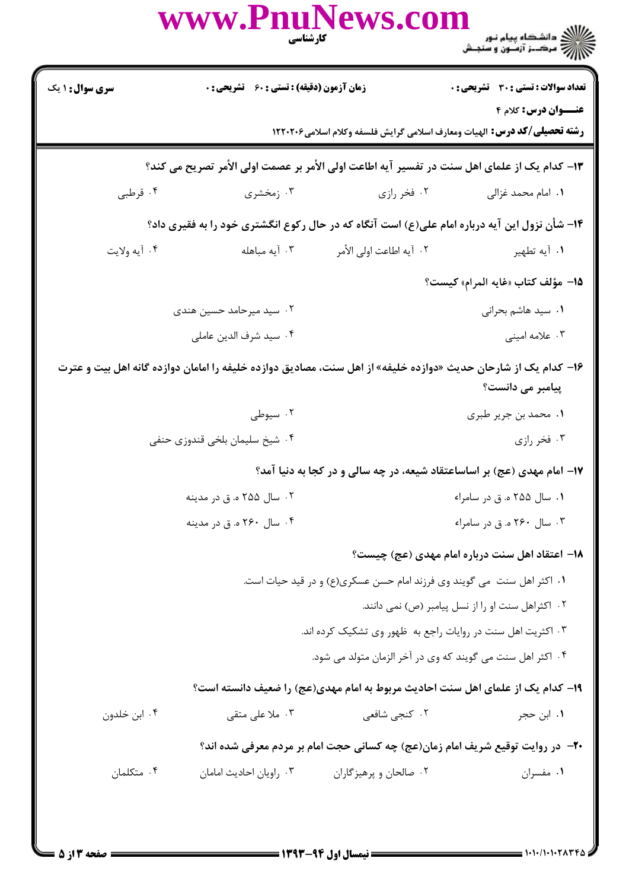۱۳- کدام یک از علمای اهل سنت در تفسیر آیه اطاعت اولی الأمر بر عصمت اولی الأمر تصریح می کند؟

۱. امام محمد غزالی
۲. فخر رازی
۳. زمخشری
۴. قرطبی

۱۴- شأن نزول این آیه درباره امام علی(ع) است آنگاه که در حال رکوع انگشتری خود را به فقیری داد؟

۱. آیه تطهیر
۲. آیه اطاعت اولی الأمر
۳. آیه مباهله
۴. آیه ولایت

۱۵- مؤلف کتاب «غایه المرام» کیست؟

۱. سید هاشم بحرانی
۲. سید میرحامد حسین هندی
۳. علامه امینی
۴. سید شرف الدین عاملی

۱۶- کدام یک از شارحان حدیث «دوازده خلیفه» از اهل سنت، مصادیق دوازده خلیفه را امامان دوازده گانه اهل بیت و عترت پیامبر می دانست؟

۱. محمد بن جریر طبری
۲. سیوطی
۳. فخر رازی
۴. شیخ سلیمان بلخی قندوزی حنفی

۱۷- امام مهدی (عج) بر اساساعتقاد شیعه، در چه سالی و در کجا به دنیا آمد؟

۱. سال ۲۵۵ ه. ق در سامراء
۲. سال ۲۵۵ ه. ق در مدینه
۳. سال ۲۶۰ ه. ق در سامراء
۴. سال ۲۶۰ ه. ق در مدینه

۱۸- اعتقاد اهل سنت درباره امام مهدی (عج) چیست؟

۱. اکثر اهل سنت می گویند وی فرزند امام حسن عسکری(ع) و در قید حیات است.
۲. اکثراهل سنت او را از نسل پیامبر (ص) نمی دانند.
۳. اکثریت اهل سنت در روایات راجع به ظهور وی تشکیک کرده اند.
۴. اکثر اهل سنت می گویند که وی در آخر الزمان متولد می شود.

۱۹- کدام یک از علمای اهل سنت احادیث مربوط به امام مهدی(عج) را ضعیف دانسته است؟

۱. ابن حجر
۲. کنجی شافعی
۳. ملا علی متقی
۴. ابن خلدون

۲۰- در روایت توقیع شریف امام زمان(عج) چه کسانی حجت امام بر مردم معرفی شده اند؟

۱. مفسران
۲. صالحان و پرهیزگاران
۳. راویان احادیث امامان
۴. متکلمان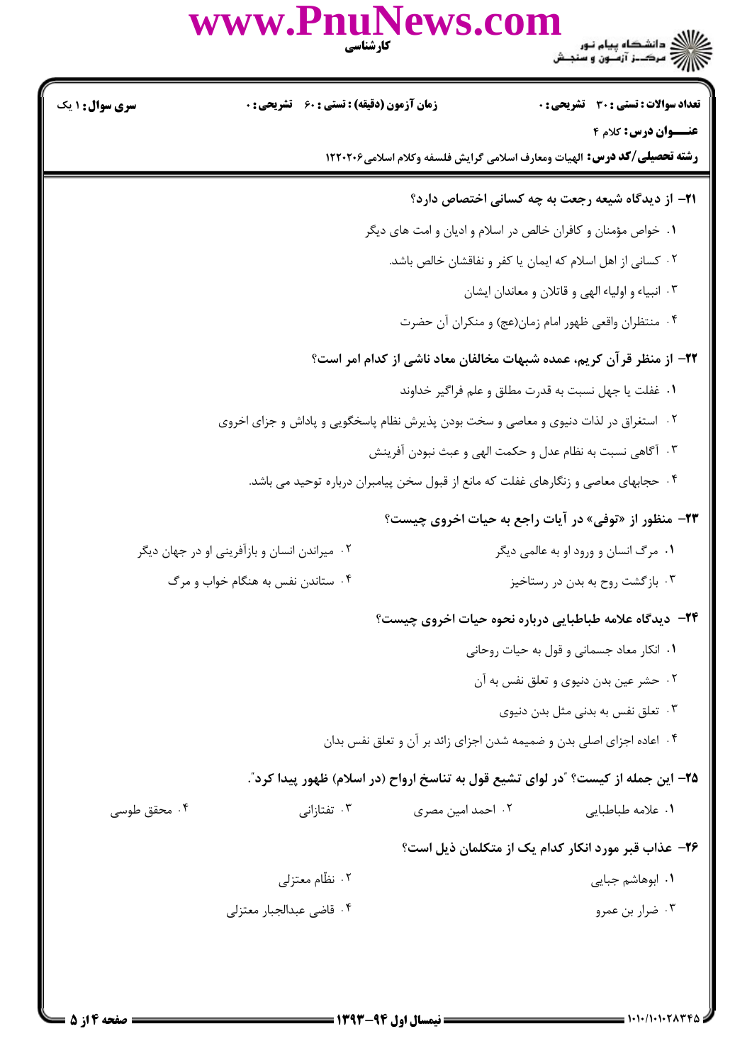**سری سوال:** ۱ یک | **زمان آزمون (دقیقه) : تستی :** ۶۰ **تشریحی :** ۰ | **تعداد سوالات : تستی :** ۳۰ **تشریحی :** ۰

**عنـــوان درس:** کلام ۴

**رشته تحصیلی/کد درس:** الهیات ومعارف اسلامی گرایش فلسفه وکلام اسلامی۱۲۲۰۲۰۶

**۲۱- از دیدگاه شیعه رجعت به چه کسانی اختصاص دارد؟**

۱. خواص مؤمنان و کافران خالص در اسلام و ادیان و امت های دیگر

۲. کسانی از اهل اسلام که ایمان یا کفر و نفاقشان خالص باشد.

۳. انبیاء و اولیاء الهی و قاتلان و معاندان ایشان

۴. منتظران واقعی ظهور امام زمان(عج) و منکران آن حضرت

**۲۲- از منظر قرآن کریم، عمده شبهات مخالفان معاد ناشی از کدام امر است؟**

۱. غفلت یا جهل نسبت به قدرت مطلق و علم فراگیر خداوند

۲. استغراق در لذات دنیوی و معاصی و سخت بودن پذیرش نظام پاسخگویی و پاداش و جزای اخروی

۳. آگاهی نسبت به نظام عدل و حکمت الهی و عبث نبودن آفرینش

۴. حجابهای معاصی و زنگارهای غفلت که مانع از قبول سخن پیامبران درباره توحید می باشد.

**۲۳- منظور از «توفی» در آیات راجع به حیات اخروی چیست؟**

۱. مرگ انسان و ورود او به عالمی دیگر

۲. میراندن انسان و بازآفرینی او در جهان دیگر

۳. بازگشت روح به بدن در رستاخیز

۴. ستاندن نفس به هنگام خواب و مرگ

**۲۴- دیدگاه علامه طباطبایی درباره نحوه حیات اخروی چیست؟**

۱. انکار معاد جسمانی و قول به حیات روحانی

۲. حشر عین بدن دنیوی و تعلق نفس به آن

۳. تعلق نفس به بدنی مثل بدن دنیوی

۴. اعاده اجزای اصلی بدن و ضمیمه شدن اجزای زائد بر آن و تعلق نفس بدان

**۲۵- این جمله از کیست؟ "در لوای تشیع قول به تناسخ ارواح (در اسلام) ظهور پیدا کرد".**

۱. علامه طباطبایی

۲. احمد امین مصری

۳. تفتازانی

۴. محقق طوسی

**۲۶- عذاب قبر مورد انکار کدام یک از متکلمان ذیل است؟**

۱. ابوهاشم جبایی

۲. نظّام معتزلی

۳. ضرار بن عمرو

۴. قاضی عبدالجبار معتزلی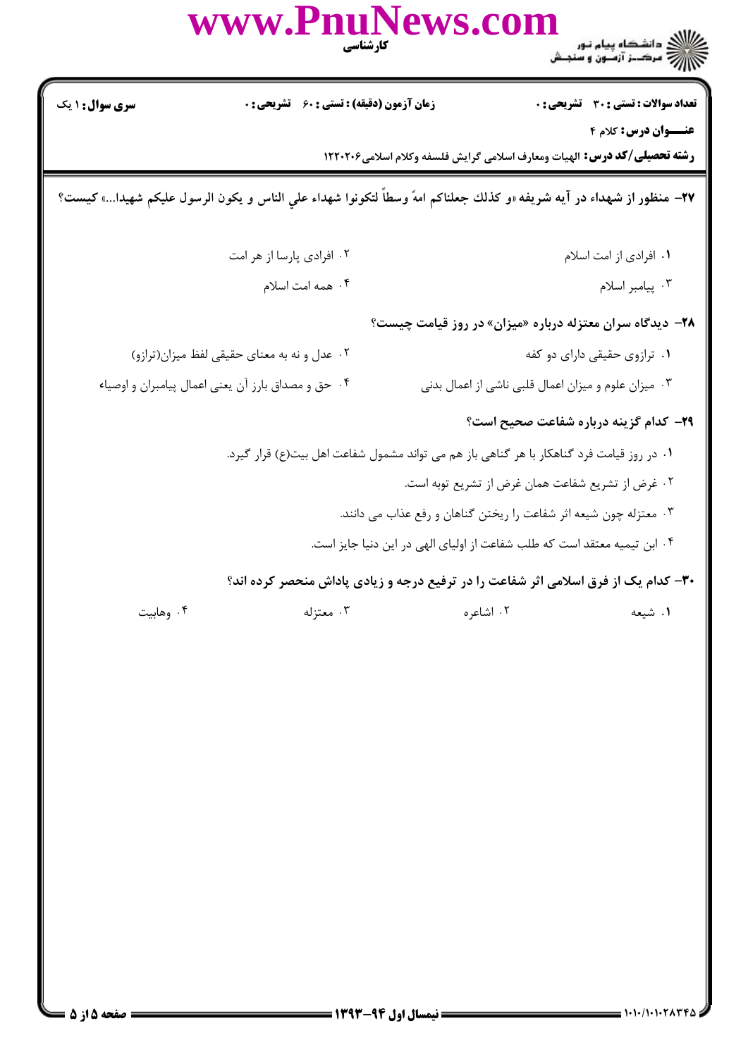**سری سوال:** ۱ یک | **زمان آزمون (دقیقه) : تستی :** ۶۰ **تشریحی :** ۰ | **تعداد سوالات : تستی :** ۳۰ **تشریحی :** ۰

**عنـــوان درس:** کلام ۴

**رشته تحصیلی/کد درس:** الهیات ومعارف اسلامی گرایش فلسفه وکلام اسلامی ۱۲۲۰۲۰۶

---

**۲۷- منظور از شهداء در آیه شریفه «و كذلك جعلناكم امةً وسطاً لتكونوا شهداء علي الناس و يكون الرسول عليكم شهيدا...» کیست؟**

۱. افرادی از امت اسلام

۲. افرادی پارسا از هر امت

۳. پیامبر اسلام

۴. همه امت اسلام

**۲۸- دیدگاه سران معتزله درباره «میزان» در روز قیامت چیست؟**

۱. ترازوی حقیقی دارای دو کفه

۲. عدل و نه به معنای حقیقی لفظ میزان(ترازو)

۳. میزان علوم و میزان اعمال قلبی ناشی از اعمال بدنی

۴. حق و مصداق بارز آن یعنی اعمال پیامبران و اوصیاء

**۲۹- کدام گزینه درباره شفاعت صحیح است؟**

۱. در روز قیامت فرد گناهکار با هر گناهی باز هم می تواند مشمول شفاعت اهل بیت(ع) قرار گیرد.

۲. غرض از تشریع شفاعت همان غرض از تشریع توبه است.

۳. معتزله چون شیعه اثر شفاعت را ریختن گناهان و رفع عذاب می دانند.

۴. ابن تیمیه معتقد است که طلب شفاعت از اولیای الهی در این دنیا جایز است.

**۳۰- کدام یک از فرق اسلامی اثر شفاعت را در ترفیع درجه و زیادی پاداش منحصر کرده اند؟**

۱. شیعه

۲. اشاعره

۳. معتزله

۴. وهابیت